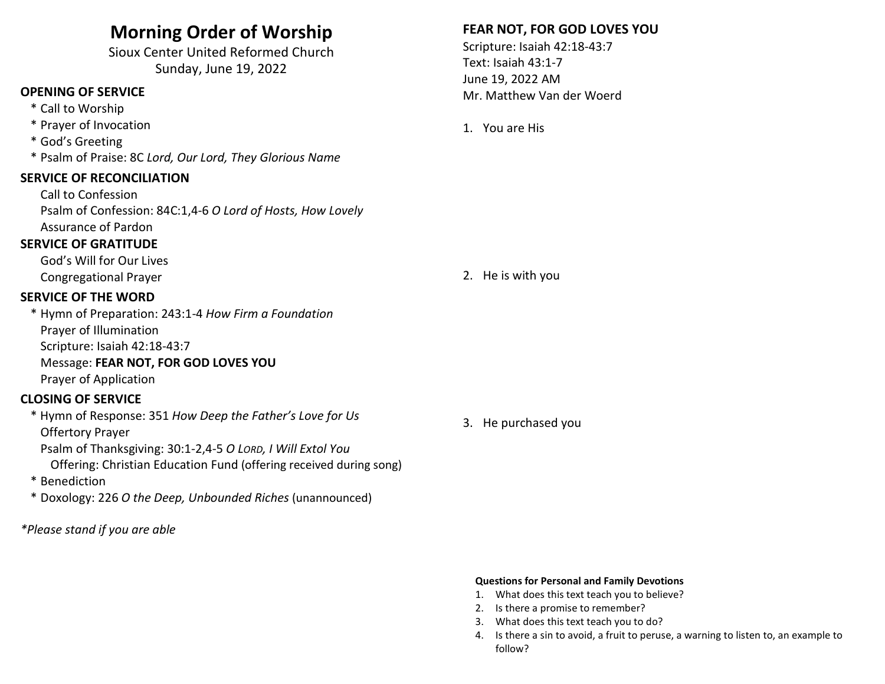# Morning Order of Worship

Sioux Center United Reformed Church
Sunday, June 19, 2022

**OPENING OF SERVICE**

\* Call to Worship
\* Prayer of Invocation
\* God's Greeting
\* Psalm of Praise: 8C *Lord, Our Lord, They Glorious Name*

**SERVICE OF RECONCILIATION**

Call to Confession
Psalm of Confession: 84C:1,4-6 *O Lord of Hosts, How Lovely*
Assurance of Pardon

**SERVICE OF GRATITUDE**

God's Will for Our Lives
Congregational Prayer

**SERVICE OF THE WORD**

\* Hymn of Preparation: 243:1-4 *How Firm a Foundation*
Prayer of Illumination
Scripture: Isaiah 42:18-43:7
Message: **FEAR NOT, FOR GOD LOVES YOU**
Prayer of Application

**CLOSING OF SERVICE**

\* Hymn of Response: 351 *How Deep the Father's Love for Us*
Offertory Prayer
Psalm of Thanksgiving: 30:1-2,4-5 *O LORD, I Will Extol You*
Offering: Christian Education Fund (offering received during song)
\* Benediction
\* Doxology: 226 *O the Deep, Unbounded Riches* (unannounced)

*\*Please stand if you are able*

**FEAR NOT, FOR GOD LOVES YOU**

Scripture: Isaiah 42:18-43:7
Text: Isaiah 43:1-7
June 19, 2022 AM
Mr. Matthew Van der Woerd

1. You are His

2. He is with you

3. He purchased you

**Questions for Personal and Family Devotions**

1. What does this text teach you to believe?
2. Is there a promise to remember?
3. What does this text teach you to do?
4. Is there a sin to avoid, a fruit to peruse, a warning to listen to, an example to follow?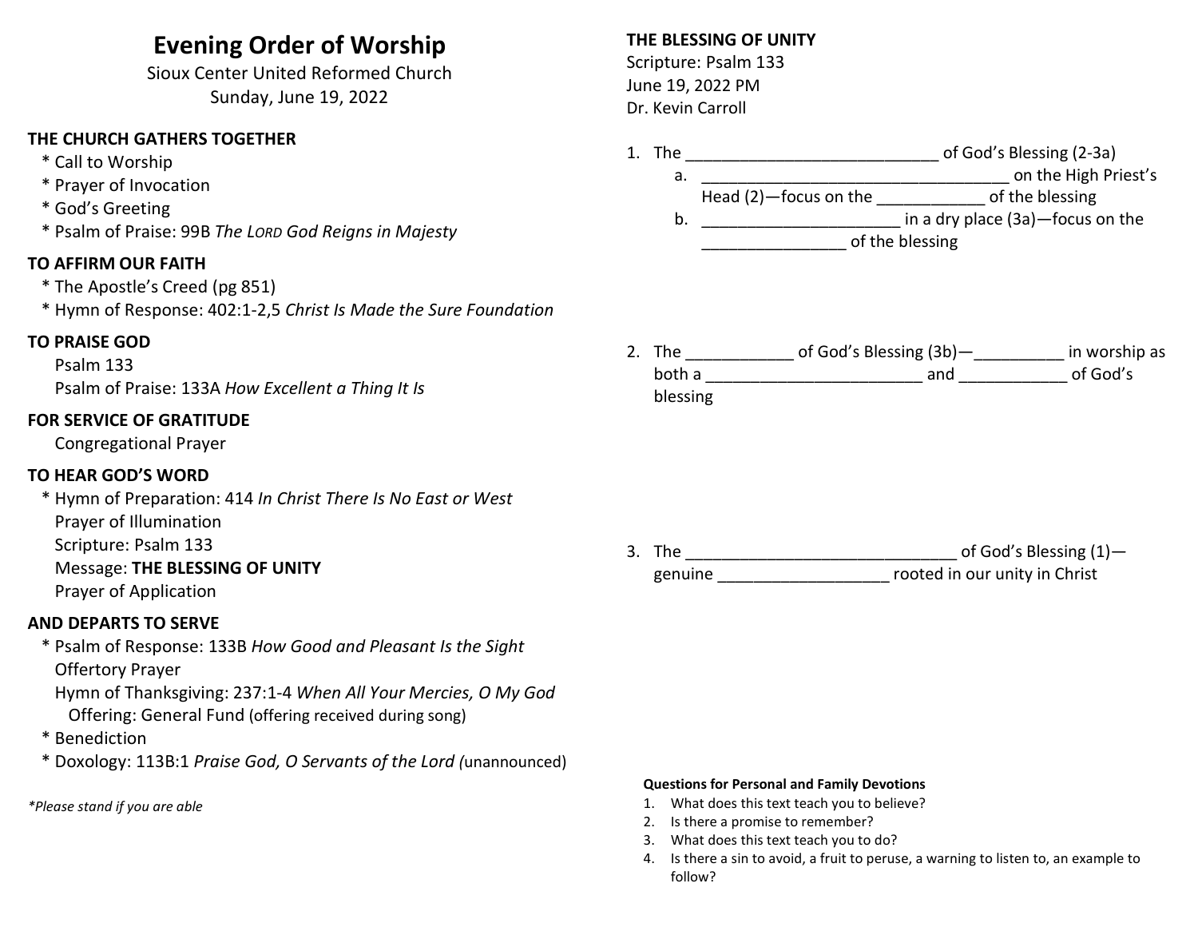# Evening Order of Worship

Sioux Center United Reformed Church
Sunday, June 19, 2022

**THE CHURCH GATHERS TOGETHER**

* Call to Worship
* Prayer of Invocation
* God's Greeting
* Psalm of Praise: 99B *The LORD God Reigns in Majesty*

**TO AFFIRM OUR FAITH**

* The Apostle's Creed (pg 851)
* Hymn of Response: 402:1-2,5 *Christ Is Made the Sure Foundation*

**TO PRAISE GOD**

Psalm 133
Psalm of Praise: 133A *How Excellent a Thing It Is*

**FOR SERVICE OF GRATITUDE**

Congregational Prayer

**TO HEAR GOD'S WORD**

* Hymn of Preparation: 414 *In Christ There Is No East or West*

Prayer of Illumination
Scripture: Psalm 133
Message: **THE BLESSING OF UNITY**
Prayer of Application

**AND DEPARTS TO SERVE**

* Psalm of Response: 133B *How Good and Pleasant Is the Sight*

Offertory Prayer
Hymn of Thanksgiving: 237:1-4 *When All Your Mercies, O My God*
Offering: General Fund (offering received during song)

* Benediction
* Doxology: 113B:1 *Praise God, O Servants of the Lord (*unannounced)

*\*Please stand if you are able*

**THE BLESSING OF UNITY**
Scripture: Psalm 133
June 19, 2022 PM
Dr. Kevin Carroll

1. The ___________________________ of God's Blessing (2-3a)
   a. __________________________________ on the High Priest's Head (2)—focus on the ____________ of the blessing
   b. ______________________ in a dry place (3a)—focus on the ________________ of the blessing

2. The ____________ of God's Blessing (3b)—__________ in worship as both a ________________________ and ____________ of God's blessing

3. The ______________________________ of God's Blessing (1)—genuine ___________________ rooted in our unity in Christ

**Questions for Personal and Family Devotions**

1. What does this text teach you to believe?
2. Is there a promise to remember?
3. What does this text teach you to do?
4. Is there a sin to avoid, a fruit to peruse, a warning to listen to, an example to follow?